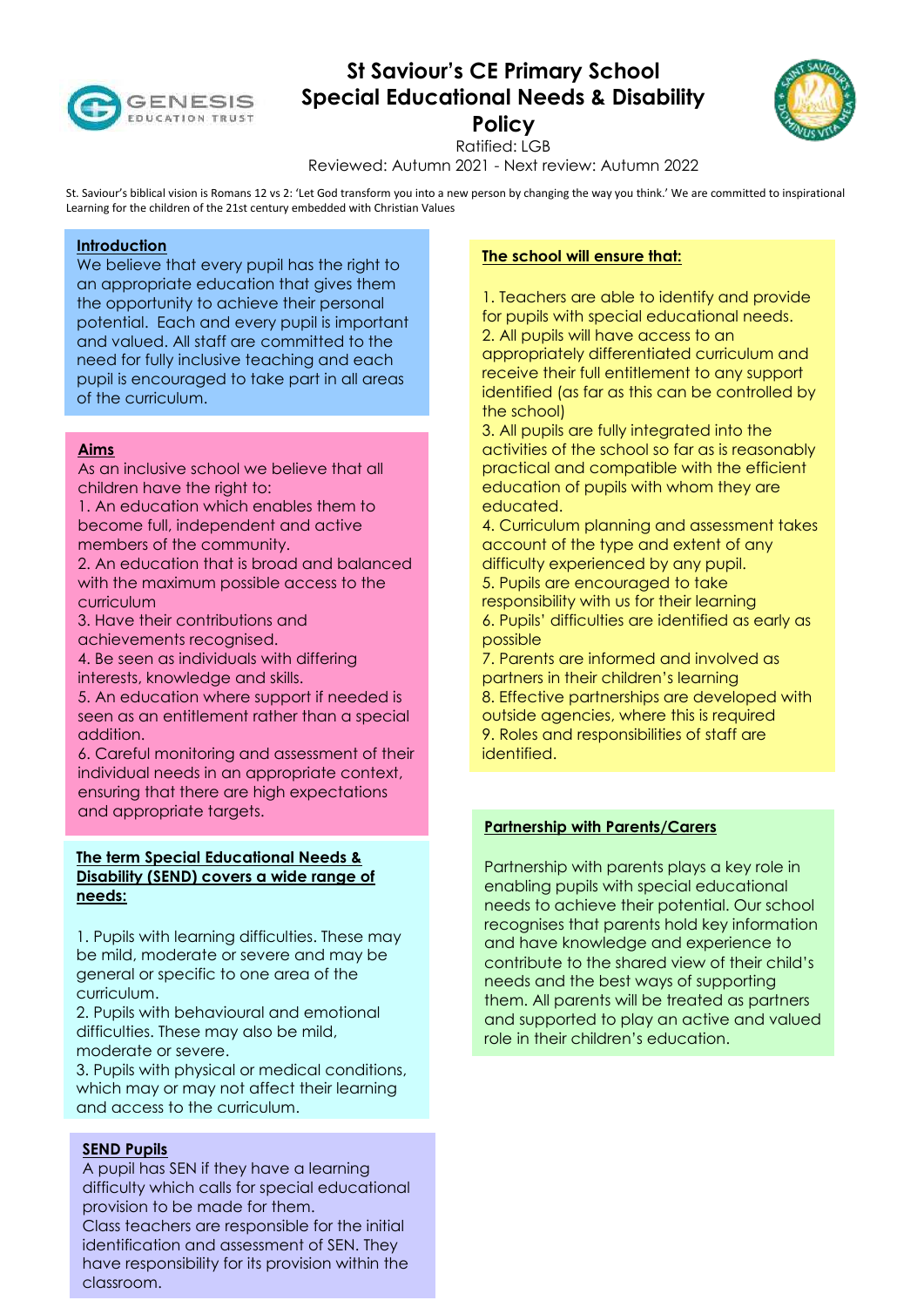# St Saviour's CE Primary School Special Educational Needs & Disability Policy

Ratified: LGB

Reviewed: Autumn 2021 - Next review: Autumn 2022

St. Saviour's biblical vision is Romans 12 vs 2: 'Let God transform you into a new person by changing the way you think.' We are committed to inspirational Learning for the children of the 21st century embedded with Christian Values

## Introduction

We believe that every pupil has the right to an appropriate education that gives them the opportunity to achieve their personal potential. Each and every pupil is important and valued. All staff are committed to the need for fully inclusive teaching and each pupil is encouraged to take part in all areas of the curriculum.

## Aims

As an inclusive school we believe that all children have the right to:

1. An education which enables them to become full, independent and active members of the community.
2. An education that is broad and balanced with the maximum possible access to the curriculum
3. Have their contributions and achievements recognised.
4. Be seen as individuals with differing interests, knowledge and skills.
5. An education where support if needed is seen as an entitlement rather than a special addition.
6. Careful monitoring and assessment of their individual needs in an appropriate context, ensuring that there are high expectations and appropriate targets.

## The term Special Educational Needs & Disability (SEND) covers a wide range of needs:

1. Pupils with learning difficulties. These may be mild, moderate or severe and may be general or specific to one area of the curriculum.
2. Pupils with behavioural and emotional difficulties. These may also be mild, moderate or severe.
3. Pupils with physical or medical conditions, which may or may not affect their learning and access to the curriculum.

## SEND Pupils

A pupil has SEN if they have a learning difficulty which calls for special educational provision to be made for them.

Class teachers are responsible for the initial identification and assessment of SEN. They have responsibility for its provision within the classroom.

## The school will ensure that:

1. Teachers are able to identify and provide for pupils with special educational needs.
2. All pupils will have access to an appropriately differentiated curriculum and receive their full entitlement to any support identified (as far as this can be controlled by the school)
3. All pupils are fully integrated into the activities of the school so far as is reasonably practical and compatible with the efficient education of pupils with whom they are educated.
4. Curriculum planning and assessment takes account of the type and extent of any difficulty experienced by any pupil.
5. Pupils are encouraged to take responsibility with us for their learning
6. Pupils' difficulties are identified as early as possible
7. Parents are informed and involved as partners in their children's learning
8. Effective partnerships are developed with outside agencies, where this is required
9. Roles and responsibilities of staff are identified.

## Partnership with Parents/Carers

Partnership with parents plays a key role in enabling pupils with special educational needs to achieve their potential. Our school recognises that parents hold key information and have knowledge and experience to contribute to the shared view of their child's needs and the best ways of supporting them. All parents will be treated as partners and supported to play an active and valued role in their children's education.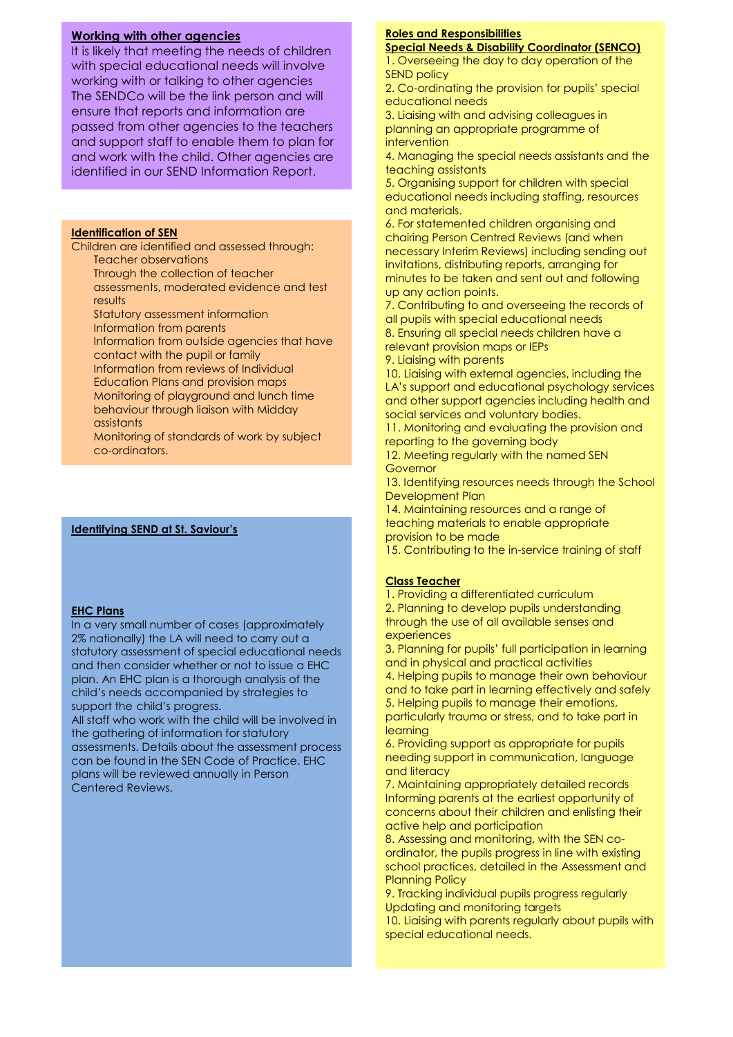## Working with other agencies

It is likely that meeting the needs of children with special educational needs will involve working with or talking to other agencies The SENDCo will be the link person and will ensure that reports and information are passed from other agencies to the teachers and support staff to enable them to plan for and work with the child. Other agencies are identified in our SEND Information Report.

## Identification of SEN

Children are identified and assessed through:

- Teacher observations
- Through the collection of teacher assessments, moderated evidence and test results
- Statutory assessment information
- Information from parents
- Information from outside agencies that have contact with the pupil or family
- Information from reviews of Individual Education Plans and provision maps
- Monitoring of playground and lunch time behaviour through liaison with Midday assistants
- Monitoring of standards of work by subject co-ordinators.

## Identifying SEND at St. Saviour's

## EHC Plans

In a very small number of cases (approximately 2% nationally) the LA will need to carry out a statutory assessment of special educational needs and then consider whether or not to issue a EHC plan. An EHC plan is a thorough analysis of the child's needs accompanied by strategies to support the child's progress.

All staff who work with the child will be involved in the gathering of information for statutory assessments. Details about the assessment process can be found in the SEN Code of Practice. EHC plans will be reviewed annually in Person Centered Reviews.

## Roles and Responsibilities

### Special Needs & Disability Coordinator (SENCO)

1. Overseeing the day to day operation of the SEND policy
2. Co-ordinating the provision for pupils' special educational needs
3. Liaising with and advising colleagues in planning an appropriate programme of intervention
4. Managing the special needs assistants and the teaching assistants
5. Organising support for children with special educational needs including staffing, resources and materials.
6. For statemented children organising and chairing Person Centred Reviews (and when necessary Interim Reviews) including sending out invitations, distributing reports, arranging for minutes to be taken and sent out and following up any action points.
7. Contributing to and overseeing the records of all pupils with special educational needs
8. Ensuring all special needs children have a relevant provision maps or IEPs
9. Liaising with parents
10. Liaising with external agencies, including the LA's support and educational psychology services and other support agencies including health and social services and voluntary bodies.
11. Monitoring and evaluating the provision and reporting to the governing body
12. Meeting regularly with the named SEN Governor
13. Identifying resources needs through the School Development Plan
14. Maintaining resources and a range of teaching materials to enable appropriate provision to be made
15. Contributing to the in-service training of staff

### Class Teacher

1. Providing a differentiated curriculum
2. Planning to develop pupils understanding through the use of all available senses and experiences
3. Planning for pupils' full participation in learning and in physical and practical activities
4. Helping pupils to manage their own behaviour and to take part in learning effectively and safely
5. Helping pupils to manage their emotions, particularly trauma or stress, and to take part in learning
6. Providing support as appropriate for pupils needing support in communication, language and literacy
7. Maintaining appropriately detailed records Informing parents at the earliest opportunity of concerns about their children and enlisting their active help and participation
8. Assessing and monitoring, with the SEN co-ordinator, the pupils progress in line with existing school practices, detailed in the Assessment and Planning Policy
9. Tracking individual pupils progress regularly Updating and monitoring targets
10. Liaising with parents regularly about pupils with special educational needs.